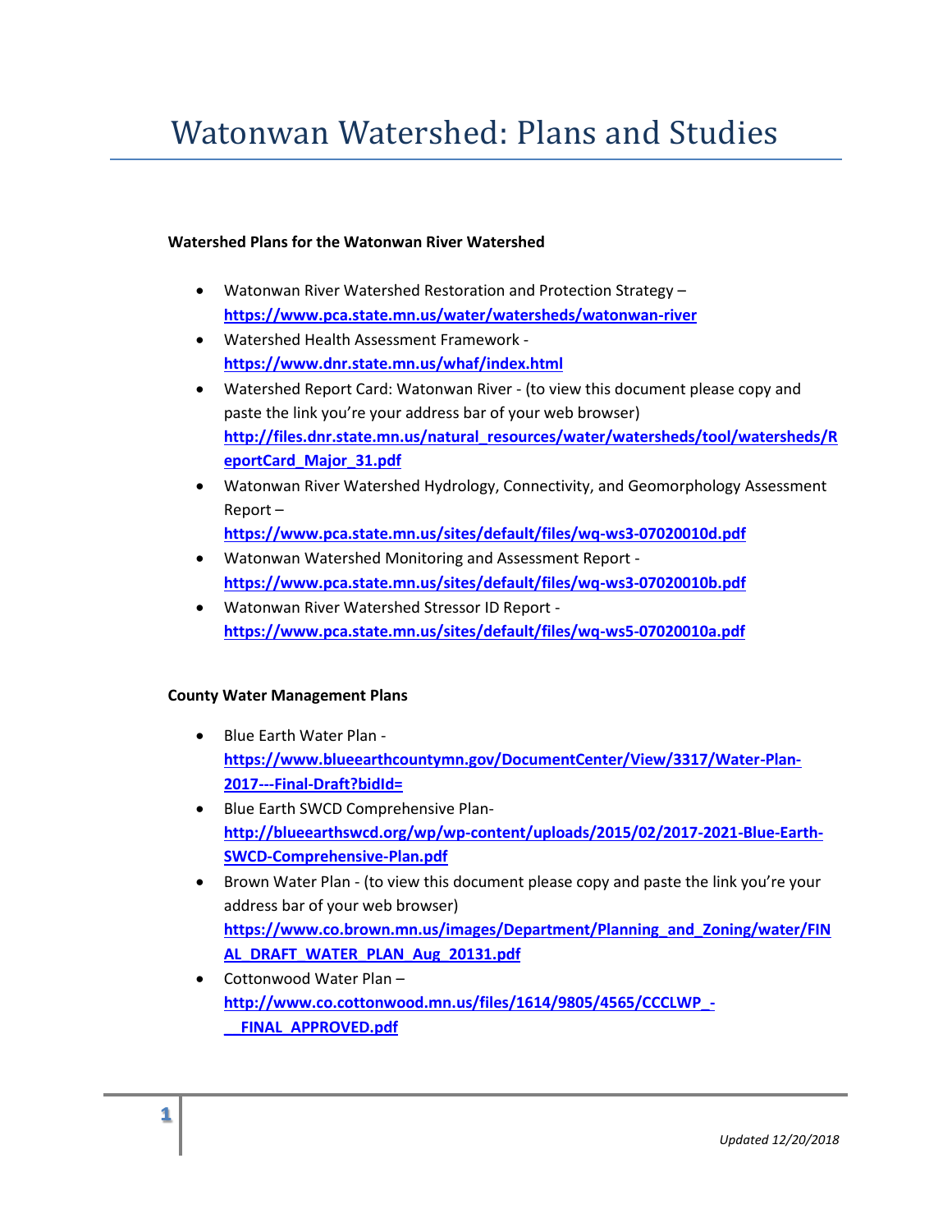# Watonwan Watershed: Plans and Studies

**Watershed Plans for the Watonwan River Watershed**

- Watonwan River Watershed Restoration and Protection Strategy – **https://www.pca.state.mn.us/water/watersheds/watonwan-river**
- Watershed Health Assessment Framework - **https://www.dnr.state.mn.us/whaf/index.html**
- Watershed Report Card: Watonwan River - (to view this document please copy and paste the link you're your address bar of your web browser) **http://files.dnr.state.mn.us/natural_resources/water/watersheds/tool/watersheds/ReportCard_Major_31.pdf**
- Watonwan River Watershed Hydrology, Connectivity, and Geomorphology Assessment Report – **https://www.pca.state.mn.us/sites/default/files/wq-ws3-07020010d.pdf**
- Watonwan Watershed Monitoring and Assessment Report - **https://www.pca.state.mn.us/sites/default/files/wq-ws3-07020010b.pdf**
- Watonwan River Watershed Stressor ID Report - **https://www.pca.state.mn.us/sites/default/files/wq-ws5-07020010a.pdf**

**County Water Management Plans**

- Blue Earth Water Plan - **https://www.blueearthcountymn.gov/DocumentCenter/View/3317/Water-Plan-2017---Final-Draft?bidId=**
- Blue Earth SWCD Comprehensive Plan- **http://blueearthswcd.org/wp/wp-content/uploads/2015/02/2017-2021-Blue-Earth-SWCD-Comprehensive-Plan.pdf**
- Brown Water Plan - (to view this document please copy and paste the link you're your address bar of your web browser) **https://www.co.brown.mn.us/images/Department/Planning_and_Zoning/water/FINAL_DRAFT_WATER_PLAN_Aug_20131.pdf**
- Cottonwood Water Plan – **http://www.co.cottonwood.mn.us/files/1614/9805/4565/CCCLWP_-__FINAL_APPROVED.pdf**

*Updated 12/20/2018*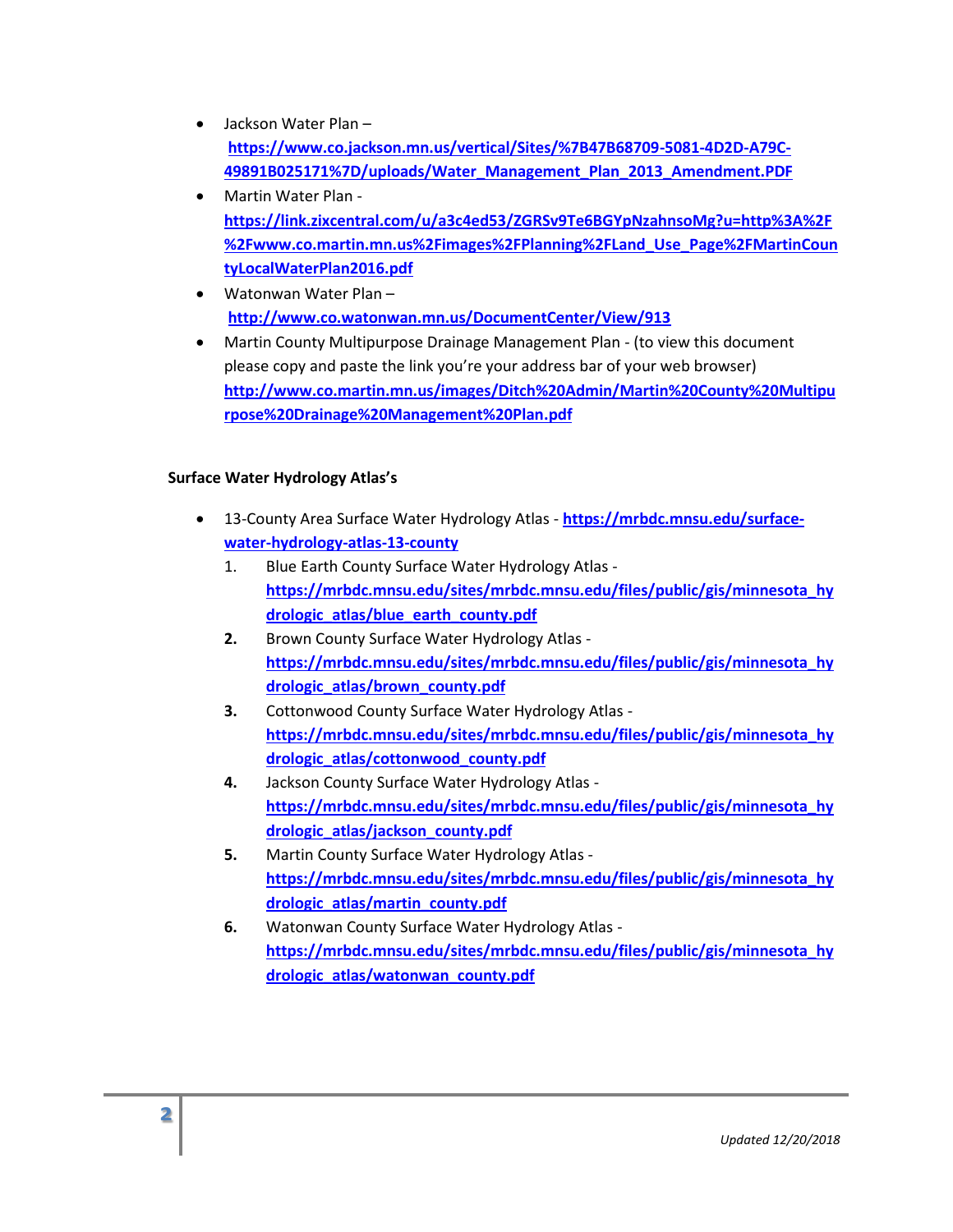- Jackson Water Plan – **https://www.co.jackson.mn.us/vertical/Sites/%7B47B68709-5081-4D2D-A79C-49891B025171%7D/uploads/Water_Management_Plan_2013_Amendment.PDF**
- Martin Water Plan - **https://link.zixcentral.com/u/a3c4ed53/ZGRSv9Te6BGYpNzahnsoMg?u=http%3A%2F%2Fwww.co.martin.mn.us%2Fimages%2FPlanning%2FLand_Use_Page%2FMartinCountyLocalWaterPlan2016.pdf**
- Watonwan Water Plan – **http://www.co.watonwan.mn.us/DocumentCenter/View/913**
- Martin County Multipurpose Drainage Management Plan - (to view this document please copy and paste the link you're your address bar of your web browser) **http://www.co.martin.mn.us/images/Ditch%20Admin/Martin%20County%20Multipurpose%20Drainage%20Management%20Plan.pdf**

**Surface Water Hydrology Atlas's**

- 13-County Area Surface Water Hydrology Atlas - **https://mrbdc.mnsu.edu/surface-water-hydrology-atlas-13-county**
  1. Blue Earth County Surface Water Hydrology Atlas - **https://mrbdc.mnsu.edu/sites/mrbdc.mnsu.edu/files/public/gis/minnesota_hydrologic_atlas/blue_earth_county.pdf**
  2. Brown County Surface Water Hydrology Atlas - **https://mrbdc.mnsu.edu/sites/mrbdc.mnsu.edu/files/public/gis/minnesota_hydrologic_atlas/brown_county.pdf**
  3. Cottonwood County Surface Water Hydrology Atlas - **https://mrbdc.mnsu.edu/sites/mrbdc.mnsu.edu/files/public/gis/minnesota_hydrologic_atlas/cottonwood_county.pdf**
  4. Jackson County Surface Water Hydrology Atlas - **https://mrbdc.mnsu.edu/sites/mrbdc.mnsu.edu/files/public/gis/minnesota_hydrologic_atlas/jackson_county.pdf**
  5. Martin County Surface Water Hydrology Atlas - **https://mrbdc.mnsu.edu/sites/mrbdc.mnsu.edu/files/public/gis/minnesota_hydrologic_atlas/martin_county.pdf**
  6. Watonwan County Surface Water Hydrology Atlas - **https://mrbdc.mnsu.edu/sites/mrbdc.mnsu.edu/files/public/gis/minnesota_hydrologic_atlas/watonwan_county.pdf**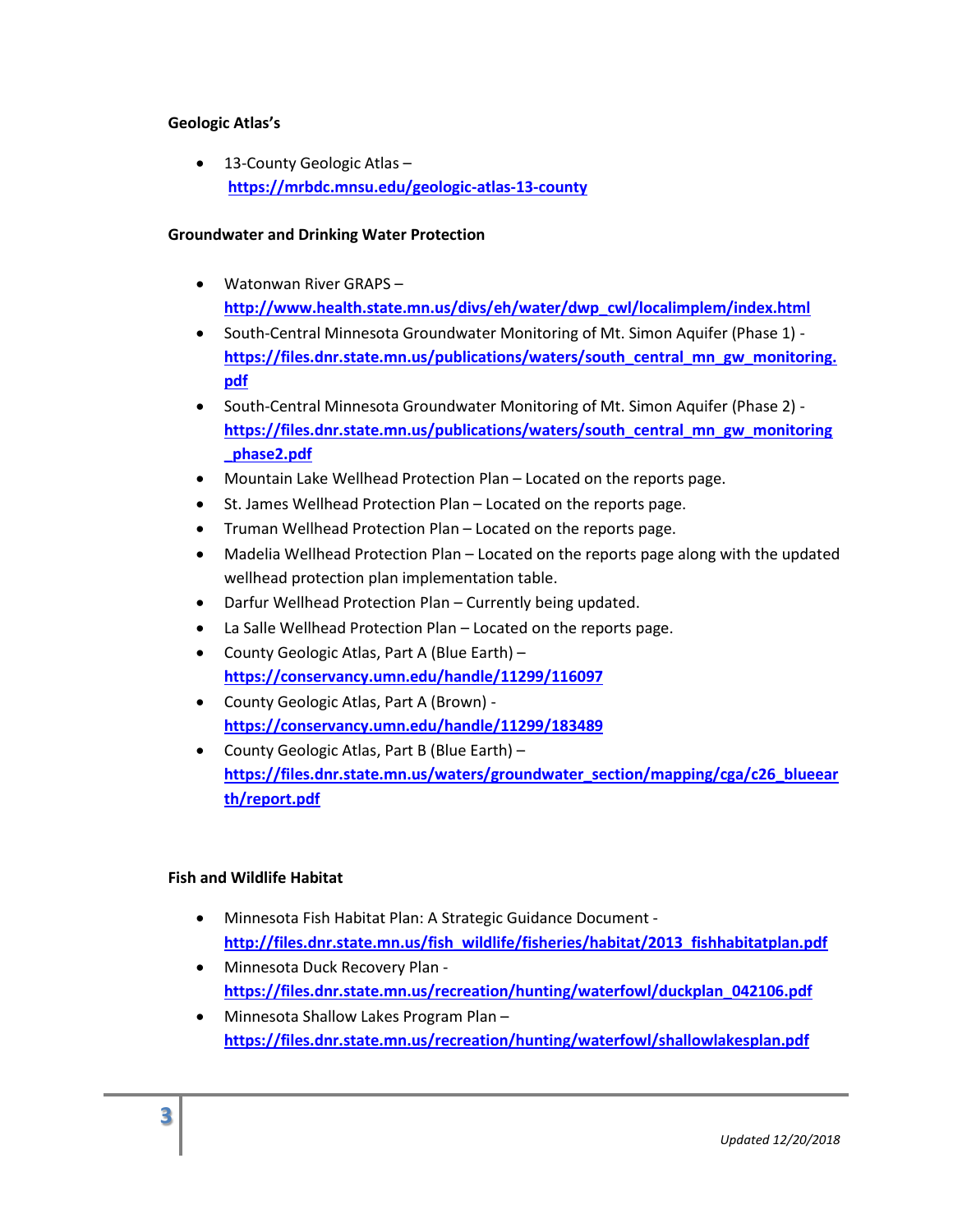**Geologic Atlas's**

- 13-County Geologic Atlas – **https://mrbdc.mnsu.edu/geologic-atlas-13-county**

**Groundwater and Drinking Water Protection**

- Watonwan River GRAPS – **http://www.health.state.mn.us/divs/eh/water/dwp_cwl/localimplem/index.html**
- South-Central Minnesota Groundwater Monitoring of Mt. Simon Aquifer (Phase 1) - **https://files.dnr.state.mn.us/publications/waters/south_central_mn_gw_monitoring.pdf**
- South-Central Minnesota Groundwater Monitoring of Mt. Simon Aquifer (Phase 2) - **https://files.dnr.state.mn.us/publications/waters/south_central_mn_gw_monitoring_phase2.pdf**
- Mountain Lake Wellhead Protection Plan – Located on the reports page.
- St. James Wellhead Protection Plan – Located on the reports page.
- Truman Wellhead Protection Plan – Located on the reports page.
- Madelia Wellhead Protection Plan – Located on the reports page along with the updated wellhead protection plan implementation table.
- Darfur Wellhead Protection Plan – Currently being updated.
- La Salle Wellhead Protection Plan – Located on the reports page.
- County Geologic Atlas, Part A (Blue Earth) – **https://conservancy.umn.edu/handle/11299/116097**
- County Geologic Atlas, Part A (Brown) - **https://conservancy.umn.edu/handle/11299/183489**
- County Geologic Atlas, Part B (Blue Earth) – **https://files.dnr.state.mn.us/waters/groundwater_section/mapping/cga/c26_blueearth/report.pdf**

**Fish and Wildlife Habitat**

- Minnesota Fish Habitat Plan: A Strategic Guidance Document - **http://files.dnr.state.mn.us/fish_wildlife/fisheries/habitat/2013_fishhabitatplan.pdf**
- Minnesota Duck Recovery Plan - **https://files.dnr.state.mn.us/recreation/hunting/waterfowl/duckplan_042106.pdf**
- Minnesota Shallow Lakes Program Plan – **https://files.dnr.state.mn.us/recreation/hunting/waterfowl/shallowlakesplan.pdf**

*Updated 12/20/2018*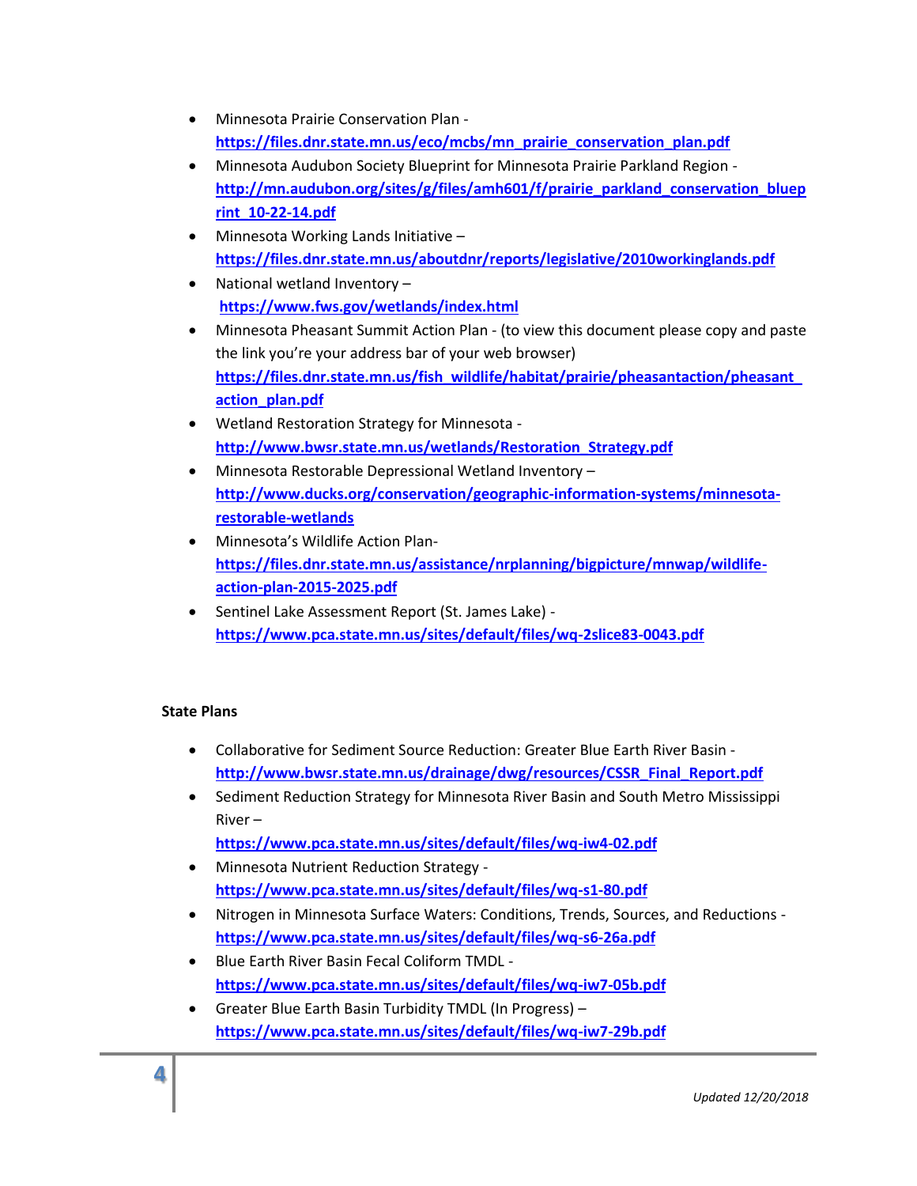- Minnesota Prairie Conservation Plan - **https://files.dnr.state.mn.us/eco/mcbs/mn_prairie_conservation_plan.pdf**
- Minnesota Audubon Society Blueprint for Minnesota Prairie Parkland Region - **http://mn.audubon.org/sites/g/files/amh601/f/prairie_parkland_conservation_blueprint_10-22-14.pdf**
- Minnesota Working Lands Initiative – **https://files.dnr.state.mn.us/aboutdnr/reports/legislative/2010workinglands.pdf**
- National wetland Inventory – **https://www.fws.gov/wetlands/index.html**
- Minnesota Pheasant Summit Action Plan - (to view this document please copy and paste the link you're your address bar of your web browser) **https://files.dnr.state.mn.us/fish_wildlife/habitat/prairie/pheasantaction/pheasant_action_plan.pdf**
- Wetland Restoration Strategy for Minnesota - **http://www.bwsr.state.mn.us/wetlands/Restoration_Strategy.pdf**
- Minnesota Restorable Depressional Wetland Inventory – **http://www.ducks.org/conservation/geographic-information-systems/minnesota-restorable-wetlands**
- Minnesota's Wildlife Action Plan- **https://files.dnr.state.mn.us/assistance/nrplanning/bigpicture/mnwap/wildlife-action-plan-2015-2025.pdf**
- Sentinel Lake Assessment Report (St. James Lake) - **https://www.pca.state.mn.us/sites/default/files/wq-2slice83-0043.pdf**

**State Plans**

- Collaborative for Sediment Source Reduction: Greater Blue Earth River Basin - **http://www.bwsr.state.mn.us/drainage/dwg/resources/CSSR_Final_Report.pdf**
- Sediment Reduction Strategy for Minnesota River Basin and South Metro Mississippi River – **https://www.pca.state.mn.us/sites/default/files/wq-iw4-02.pdf**
- Minnesota Nutrient Reduction Strategy - **https://www.pca.state.mn.us/sites/default/files/wq-s1-80.pdf**
- Nitrogen in Minnesota Surface Waters: Conditions, Trends, Sources, and Reductions - **https://www.pca.state.mn.us/sites/default/files/wq-s6-26a.pdf**
- Blue Earth River Basin Fecal Coliform TMDL - **https://www.pca.state.mn.us/sites/default/files/wq-iw7-05b.pdf**
- Greater Blue Earth Basin Turbidity TMDL (In Progress) – **https://www.pca.state.mn.us/sites/default/files/wq-iw7-29b.pdf**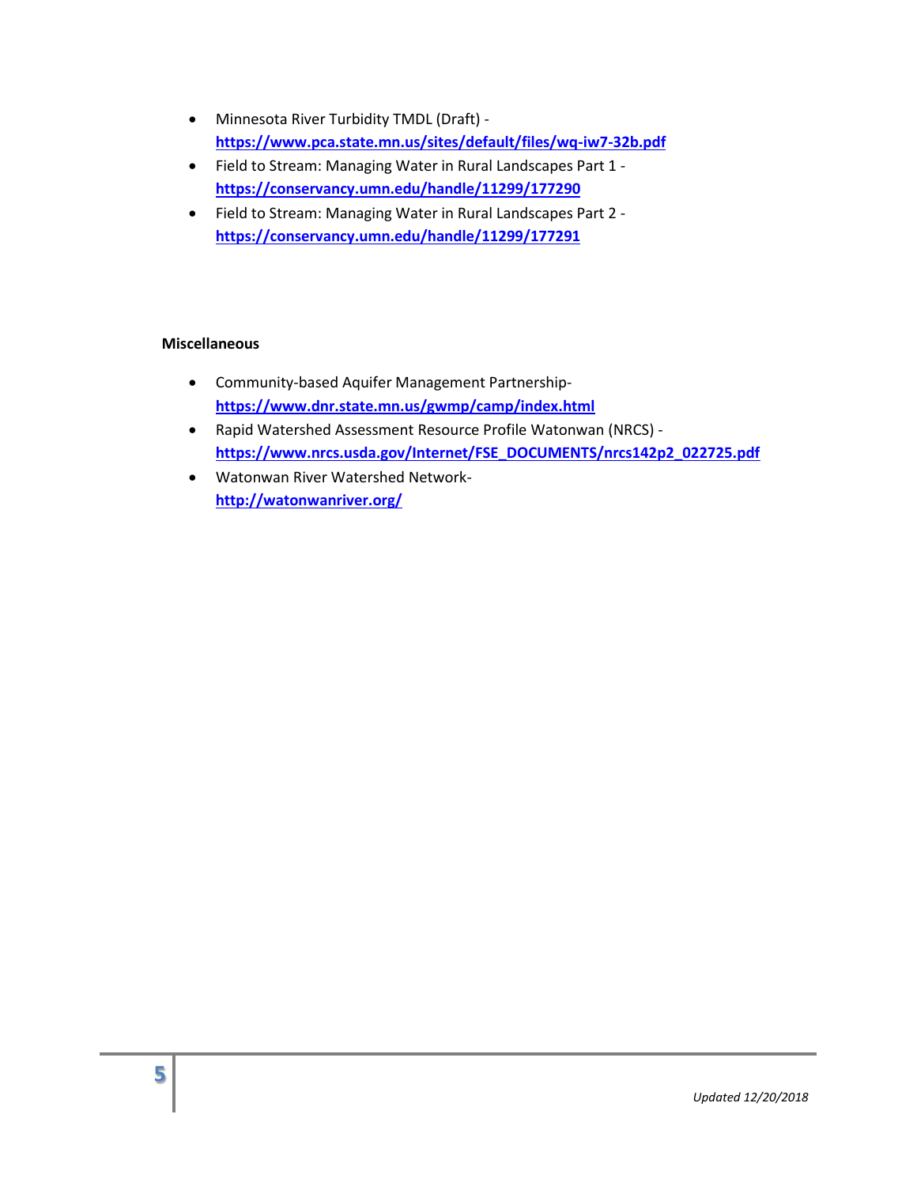- Minnesota River Turbidity TMDL (Draft) - **https://www.pca.state.mn.us/sites/default/files/wq-iw7-32b.pdf**
- Field to Stream: Managing Water in Rural Landscapes Part 1 - **https://conservancy.umn.edu/handle/11299/177290**
- Field to Stream: Managing Water in Rural Landscapes Part 2 - **https://conservancy.umn.edu/handle/11299/177291**

**Miscellaneous**

- Community-based Aquifer Management Partnership- **https://www.dnr.state.mn.us/gwmp/camp/index.html**
- Rapid Watershed Assessment Resource Profile Watonwan (NRCS) - **https://www.nrcs.usda.gov/Internet/FSE_DOCUMENTS/nrcs142p2_022725.pdf**
- Watonwan River Watershed Network- **http://watonwanriver.org/**

*Updated 12/20/2018*